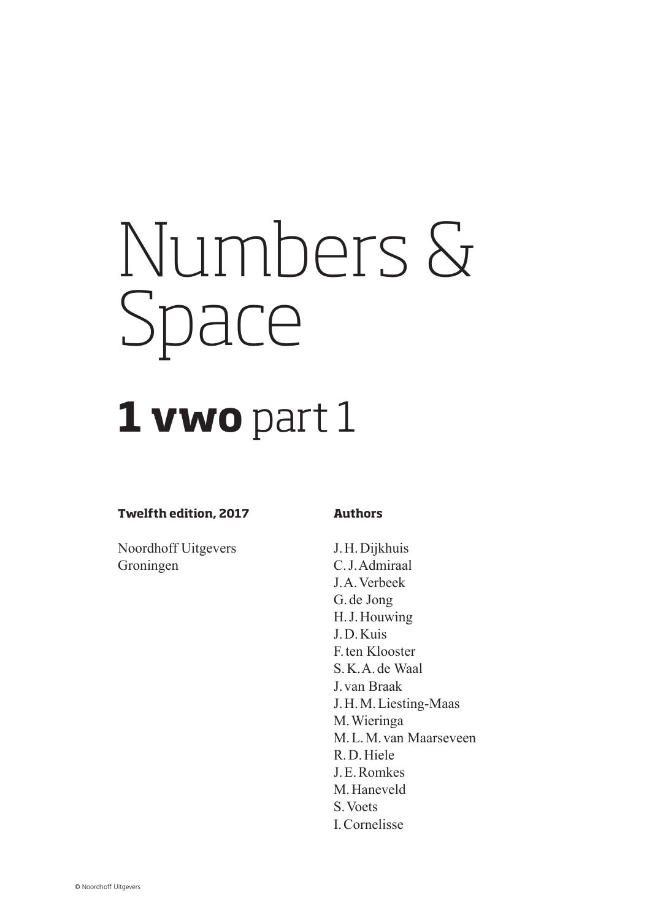# Numbers & Space

## **1 vwo** part 1

**Twelfth edition, 2017**

Noordhoff Uitgevers
Groningen

**Authors**

J. H. Dijkhuis
C. J. Admiraal
J. A. Verbeek
G. de Jong
H. J. Houwing
J. D. Kuis
F. ten Klooster
S. K. A. de Waal
J. van Braak
J. H. M. Liesting-Maas
M. Wieringa
M. L. M. van Maarseveen
R. D. Hiele
J. E. Romkes
M. Haneveld
S. Voets
I. Cornelisse

© Noordhoff Uitgevers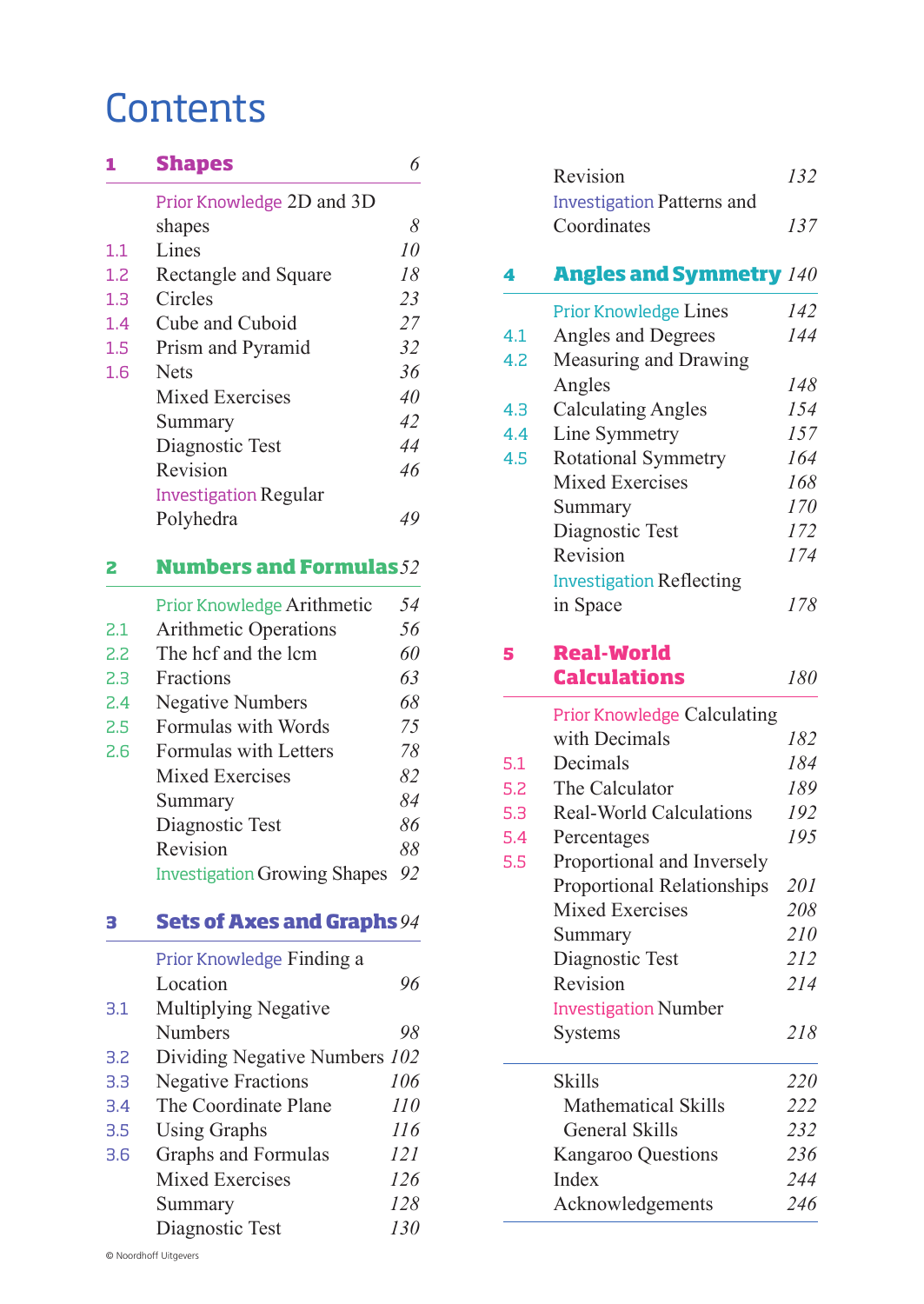# Contents

## 1 Shapes 6

| | | |
|---|---|---|
| | Prior Knowledge 2D and 3D shapes | 8 |
| 1.1 | Lines | 10 |
| 1.2 | Rectangle and Square | 18 |
| 1.3 | Circles | 23 |
| 1.4 | Cube and Cuboid | 27 |
| 1.5 | Prism and Pyramid | 32 |
| 1.6 | Nets | 36 |
| | Mixed Exercises | 40 |
| | Summary | 42 |
| | Diagnostic Test | 44 |
| | Revision | 46 |
| | Investigation Regular Polyhedra | 49 |

## 2 Numbers and Formulas 52

| | | |
|---|---|---|
| | Prior Knowledge Arithmetic | 54 |
| 2.1 | Arithmetic Operations | 56 |
| 2.2 | The hcf and the lcm | 60 |
| 2.3 | Fractions | 63 |
| 2.4 | Negative Numbers | 68 |
| 2.5 | Formulas with Words | 75 |
| 2.6 | Formulas with Letters | 78 |
| | Mixed Exercises | 82 |
| | Summary | 84 |
| | Diagnostic Test | 86 |
| | Revision | 88 |
| | Investigation Growing Shapes | 92 |

## 3 Sets of Axes and Graphs 94

| | | |
|---|---|---|
| | Prior Knowledge Finding a Location | 96 |
| 3.1 | Multiplying Negative Numbers | 98 |
| 3.2 | Dividing Negative Numbers | 102 |
| 3.3 | Negative Fractions | 106 |
| 3.4 | The Coordinate Plane | 110 |
| 3.5 | Using Graphs | 116 |
| 3.6 | Graphs and Formulas | 121 |
| | Mixed Exercises | 126 |
| | Summary | 128 |
| | Diagnostic Test | 130 |
| | Revision | 132 |
| | Investigation Patterns and Coordinates | 137 |

## 4 Angles and Symmetry 140

| | | |
|---|---|---|
| | Prior Knowledge Lines | 142 |
| 4.1 | Angles and Degrees | 144 |
| 4.2 | Measuring and Drawing Angles | 148 |
| 4.3 | Calculating Angles | 154 |
| 4.4 | Line Symmetry | 157 |
| 4.5 | Rotational Symmetry | 164 |
| | Mixed Exercises | 168 |
| | Summary | 170 |
| | Diagnostic Test | 172 |
| | Revision | 174 |
| | Investigation Reflecting in Space | 178 |

## 5 Real-World Calculations 180

| | | |
|---|---|---|
| | Prior Knowledge Calculating with Decimals | 182 |
| 5.1 | Decimals | 184 |
| 5.2 | The Calculator | 189 |
| 5.3 | Real-World Calculations | 192 |
| 5.4 | Percentages | 195 |
| 5.5 | Proportional and Inversely Proportional Relationships | 201 |
| | Mixed Exercises | 208 |
| | Summary | 210 |
| | Diagnostic Test | 212 |
| | Revision | 214 |
| | Investigation Number Systems | 218 |

| | |
|---|---|
| Skills | 220 |
| Mathematical Skills | 222 |
| General Skills | 232 |
| Kangaroo Questions | 236 |
| Index | 244 |
| Acknowledgements | 246 |

© Noordhoff Uitgevers